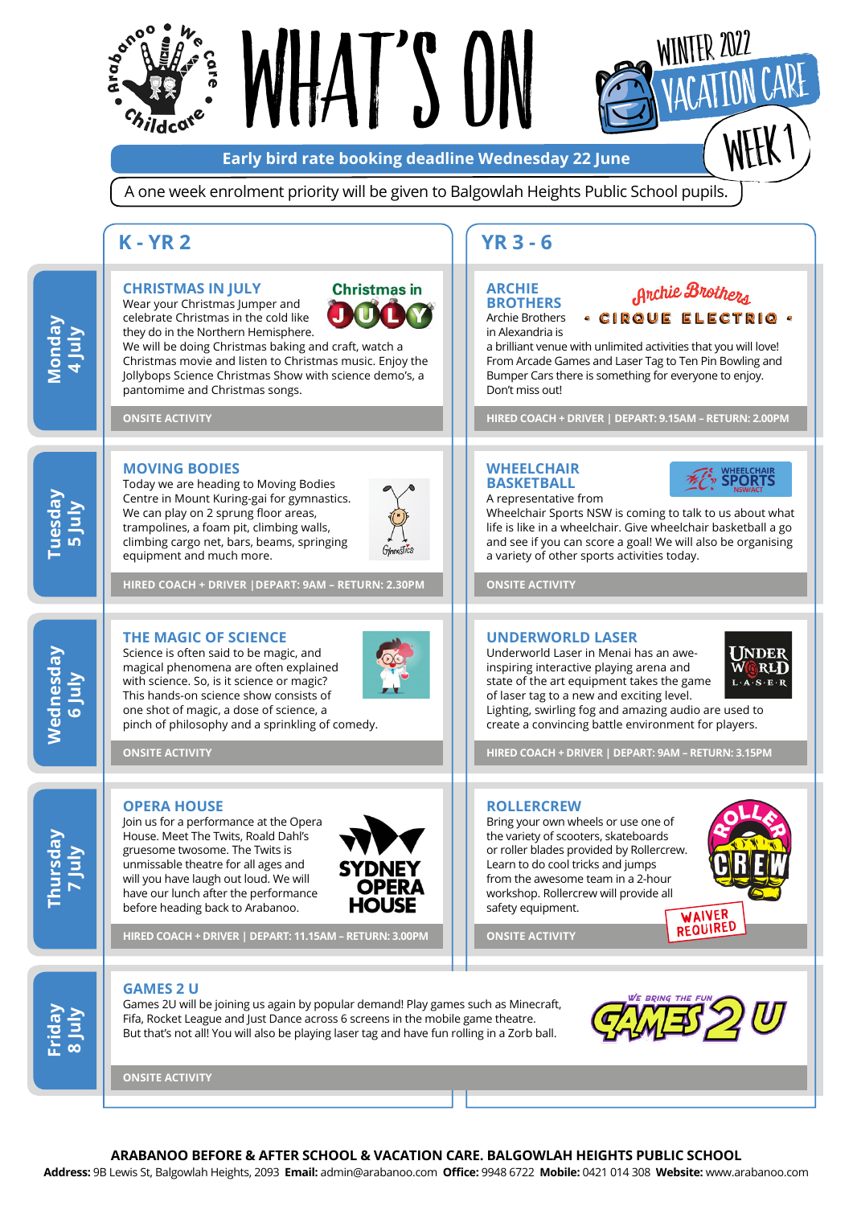# WHAT'S ON

## WINTER 2022 VACATION CARE — WEEK 1

**Early bird rate booking deadline Wednesday 22 June**

A one week enrolment priority will be given to Balgowlah Heights Public School pupils.

## Monday 4 July

### K - YR 2: CHRISTMAS IN JULY

Wear your Christmas Jumper and celebrate Christmas in the cold like they do in the Northern Hemisphere. We will be doing Christmas baking and craft, watch a Christmas movie and listen to Christmas music. Enjoy the Jollybops Science Christmas Show with science demo's, a pantomime and Christmas songs.

ONSITE ACTIVITY

### YR 3 - 6: ARCHIE BROTHERS

Archie Brothers • CIRQUE ELECTRIQ •

Archie Brothers in Alexandria is a brilliant venue with unlimited activities that you will love! From Arcade Games and Laser Tag to Ten Pin Bowling and Bumper Cars there is something for everyone to enjoy. Don't miss out!

HIRED COACH + DRIVER | DEPART: 9.15AM – RETURN: 2.00PM

## Tuesday 5 July

### K - YR 2: MOVING BODIES

Today we are heading to Moving Bodies Centre in Mount Kuring-gai for gymnastics. We can play on 2 sprung floor areas, trampolines, a foam pit, climbing walls, climbing cargo net, bars, beams, springing equipment and much more.

HIRED COACH + DRIVER | DEPART: 9AM – RETURN: 2.30PM

### YR 3 - 6: WHEELCHAIR BASKETBALL

A representative from Wheelchair Sports NSW is coming to talk to us about what life is like in a wheelchair. Give wheelchair basketball a go and see if you can score a goal! We will also be organising a variety of other sports activities today.

ONSITE ACTIVITY

## Wednesday 6 July

### K - YR 2: THE MAGIC OF SCIENCE

Science is often said to be magic, and magical phenomena are often explained with science. So, is it science or magic? This hands-on science show consists of one shot of magic, a dose of science, a pinch of philosophy and a sprinkling of comedy.

ONSITE ACTIVITY

### YR 3 - 6: UNDERWORLD LASER

Underworld Laser in Manly has an awe-inspiring interactive playing arena and state of the art equipment takes the game of laser tag to a new and exciting level. Lighting, swirling fog and amazing audio are used to create a convincing battle environment for players.

HIRED COACH + DRIVER | DEPART: 9AM – RETURN: 3.15PM

## Thursday 7 July

### K - YR 2: OPERA HOUSE

Join us for a performance at the Opera House. Meet The Twits, Roald Dahl's gruesome twosome. The Twits is unmissable theatre for all ages and will you have laugh out loud. We will have our lunch after the performance before heading back to Arabanoo.

HIRED COACH + DRIVER | DEPART: 11.15AM – RETURN: 3.00PM

### YR 3 - 6: ROLLERCREW

Bring your own wheels or use one of the variety of scooters, skateboards or roller blades provided by Rollercrew. Learn to do cool tricks and jumps from the awesome team in a 2-hour workshop. Rollercrew will provide all safety equipment.

WAIVER REQUIRED

ONSITE ACTIVITY

## Friday 8 July

### GAMES 2 U

Games 2U will be joining us again by popular demand! Play games such as Minecraft, Fifa, Rocket League and Just Dance across 6 screens in the mobile game theatre. But that's not all! You will also be playing laser tag and have fun rolling in a Zorb ball.

ONSITE ACTIVITY

---

**ARABANOO BEFORE & AFTER SCHOOL & VACATION CARE. BALGOWLAH HEIGHTS PUBLIC SCHOOL**

**Address:** 9B Lewis St, Balgowlah Heights, 2093 **Email:** admin@arabanoo.com **Office:** 9948 6722 **Mobile:** 0421 014 308 **Website:** www.arabanoo.com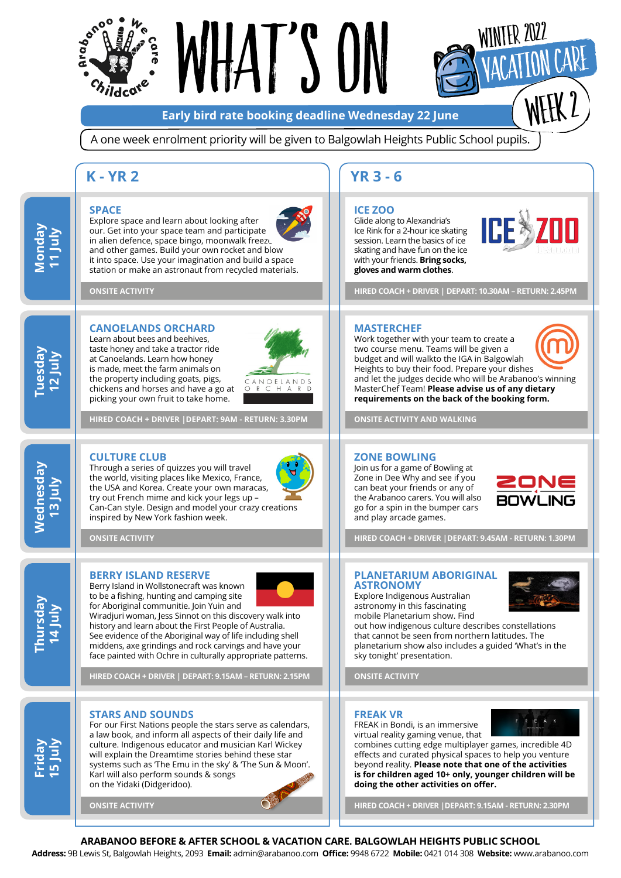# WHAT'S ON

## WINTER 2022 VACATION CARE — WEEK 2

**Early bird rate booking deadline Wednesday 22 June**

A one week enrolment priority will be given to Balgowlah Heights Public School pupils.

## Monday 11 July

### K - YR 2

#### SPACE

Explore space and learn about looking after our. Get into your space team and participate in alien defence, space bingo, moonwalk freeze and other games. Build your own rocket and blow it into space. Use your imagination and build a space station or make an astronaut from recycled materials.

ONSITE ACTIVITY

### YR 3 - 6

#### ICE ZOO

Glide along to Alexandria's Ice Rink for a 2-hour ice skating session. Learn the basics of ice skating and have fun on the ice with your friends. **Bring socks, gloves and warm clothes.**

HIRED COACH + DRIVER | DEPART: 10.30AM – RETURN: 2.45PM

## Tuesday 12 July

### K - YR 2

#### CANOELANDS ORCHARD

Learn about bees and beehives, taste honey and take a tractor ride at Canoelands. Learn how honey is made, meet the farm animals on the property including goats, pigs, chickens and horses and have a go at picking your own fruit to take home.

HIRED COACH + DRIVER | DEPART: 9AM - RETURN: 3.30PM

### YR 3 - 6

#### MASTERCHEF

Work together with your team to create a two course menu. Teams will be given a budget and will walkto the IGA in Balgowlah Heights to buy their food. Prepare your dishes and let the judges decide who will be Arabanoo's winning MasterChef Team! **Please advise us of any dietary requirements on the back of the booking form.**

ONSITE ACTIVITY AND WALKING

## Wednesday 13 July

### K - YR 2

#### CULTURE CLUB

Through a series of quizzes you will travel the world, visiting places like Mexico, France, the USA and Korea. Create your own maracas, try out French mime and kick your legs up – Can-Can style. Design and model your crazy creations inspired by New York fashion week.

ONSITE ACTIVITY

### YR 3 - 6

#### ZONE BOWLING

Join us for a game of Bowling at Zone in Dee Why and see if you can beat your friends or any of the Arabanoo carers. You will also go for a spin in the bumper cars and play arcade games.

HIRED COACH + DRIVER | DEPART: 9.45AM - RETURN: 1.30PM

## Thursday 14 July

### K - YR 2

#### BERRY ISLAND RESERVE

Berry Island in Wollstonecraft was known to be a fishing, hunting and camping site for Aboriginal communitie. Join Yuin and Wiradjuri woman, Jess Sinnot on this discovery walk into history and learn about the First People of Australia. See evidence of the Aboriginal way of life including shell middens, axe grindings and rock carvings and have your face painted with Ochre in culturally appropriate patterns.

HIRED COACH + DRIVER | DEPART: 9.15AM – RETURN: 2.15PM

### YR 3 - 6

#### PLANETARIUM ABORIGINAL ASTRONOMY

Explore Indigenous Australian astronomy in this fascinating mobile Planetarium show. Find out how indigenous culture describes constellations that cannot be seen from northern latitudes. The planetarium show also includes a guided 'What's in the sky tonight' presentation.

ONSITE ACTIVITY

## Friday 15 July

### K - YR 2

#### STARS AND SOUNDS

For our First Nations people the stars serve as calendars, a law book, and inform all aspects of their daily life and culture. Indigenous educator and musician Karl Wickey will explain the Dreamtime stories behind these star systems such as 'The Emu in the sky' & 'The Sun & Moon'. Karl will also perform sounds & songs on the Yidaki (Didgeridoo).

ONSITE ACTIVITY

### YR 3 - 6

#### FREAK VR

FREAK in Bondi, is an immersive virtual reality gaming venue, that combines cutting edge multiplayer games, incredible 4D effects and curated physical spaces to help you venture beyond reality. **Please note that one of the activities is for children aged 10+ only, younger children will be doing the other activities on offer.**

HIRED COACH + DRIVER | DEPART: 9.15AM - RETURN: 2.30PM

---

**ARABANOO BEFORE & AFTER SCHOOL & VACATION CARE. BALGOWLAH HEIGHTS PUBLIC SCHOOL**

**Address:** 9B Lewis St, Balgowlah Heights, 2093 **Email:** admin@arabanoo.com **Office:** 9948 6722 **Mobile:** 0421 014 308 **Website:** www.arabanoo.com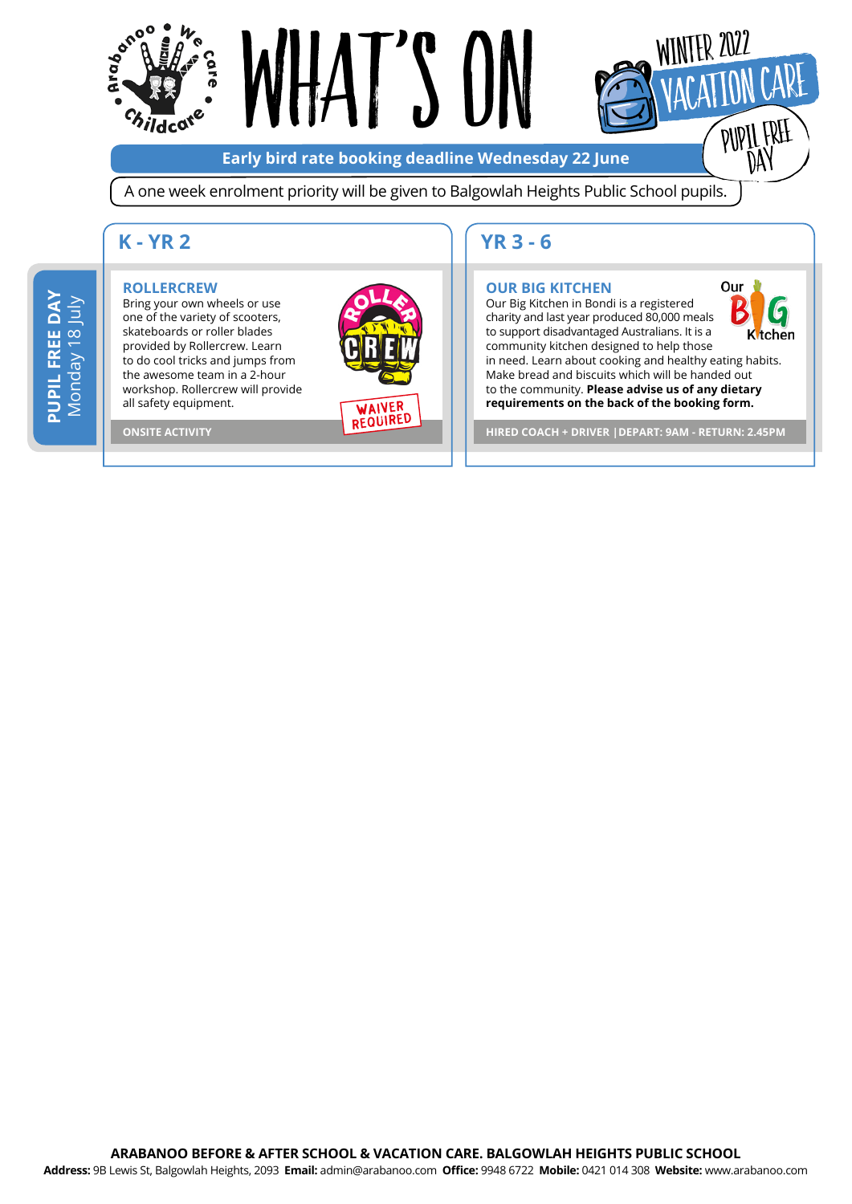# WHAT'S ON

WINTER 2022 VACATION CARE

PUPIL FREE DAY

**Early bird rate booking deadline Wednesday 22 June**

A one week enrolment priority will be given to Balgowlah Heights Public School pupils.

**PUPIL FREE DAY** Monday 18 July

## K - YR 2

### ROLLERCREW

Bring your own wheels or use one of the variety of scooters, skateboards or roller blades provided by Rollercrew. Learn to do cool tricks and jumps from the awesome team in a 2-hour workshop. Rollercrew will provide all safety equipment.

WAIVER REQUIRED

**ONSITE ACTIVITY**

## YR 3 - 6

### OUR BIG KITCHEN

Our Big Kitchen in Bondi is a registered charity and last year produced 80,000 meals to support disadvantaged Australians. It is a community kitchen designed to help those in need. Learn about cooking and healthy eating habits. Make bread and biscuits which will be handed out to the community. **Please advise us of any dietary requirements on the back of the booking form.**

**HIRED COACH + DRIVER | DEPART: 9AM - RETURN: 2.45PM**

**ARABANOO BEFORE & AFTER SCHOOL & VACATION CARE. BALGOWLAH HEIGHTS PUBLIC SCHOOL**

**Address:** 9B Lewis St, Balgowlah Heights, 2093 **Email:** admin@arabanoo.com **Office:** 9948 6722 **Mobile:** 0421 014 308 **Website:** www.arabanoo.com